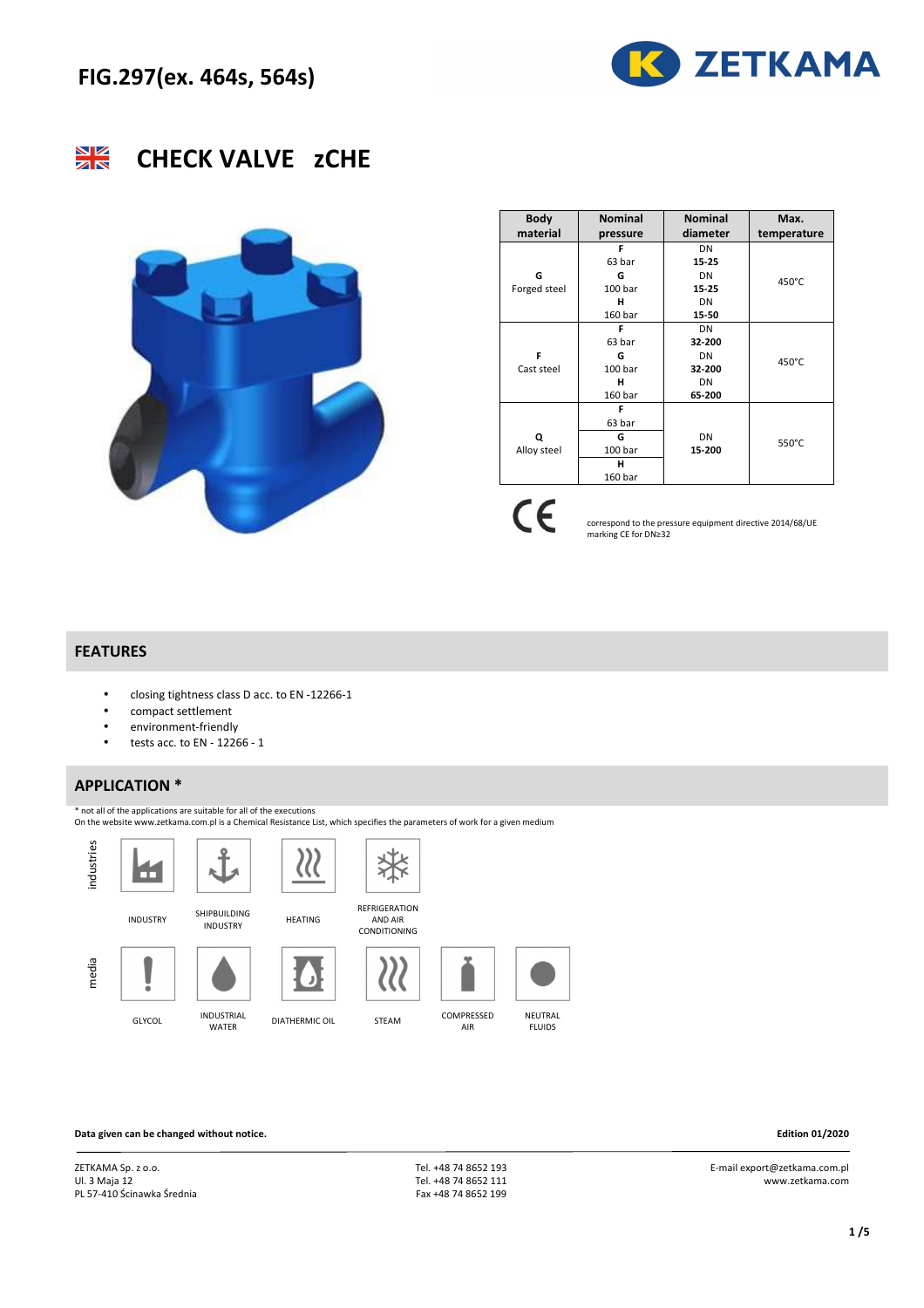# FIG.297(ex. 464s, 564s)

ZETKAMA

## CHECK VALVE zCHE

| Body material | Nominal pressure | Nominal diameter | Max. temperature |
|---|---|---|---|
| **G** Forged steel | **F** 63 bar | DN **15-25** | 450°C |
| | **G** 100 bar | DN **15-25** | |
| | **H** 160 bar | DN **15-50** | |
| **F** Cast steel | **F** 63 bar | DN **32-200** | 450°C |
| | **G** 100 bar | DN **32-200** | |
| | **H** 160 bar | DN **65-200** | |
| **Q** Alloy steel | **F** 63 bar | DN **15-200** | 550°C |
| | **G** 100 bar | | |
| | **H** 160 bar | | |

CE correspond to the pressure equipment directive 2014/68/UE
marking CE for DN≥32

## FEATURES

- closing tightness class D acc. to EN -12266-1
- compact settlement
- environment-friendly
- tests acc. to EN - 12266 - 1

## APPLICATION *

\* not all of the applications are suitable for all of the executions
On the website www.zetkama.com.pl is a Chemical Resistance List, which specifies the parameters of work for a given medium

industries: INDUSTRY, SHIPBUILDING INDUSTRY, HEATING, REFRIGERATION AND AIR CONDITIONING

media: GLYCOL, INDUSTRIAL WATER, DIATHERMIC OIL, STEAM, COMPRESSED AIR, NEUTRAL FLUIDS

**Data given can be changed without notice.**

**Edition 01/2020**

ZETKAMA Sp. z o.o.
Ul. 3 Maja 12
PL 57-410 Ścinawka Średnia

Tel. +48 74 8652 193
Tel. +48 74 8652 111
Fax +48 74 8652 199

E-mail export@zetkama.com.pl
www.zetkama.com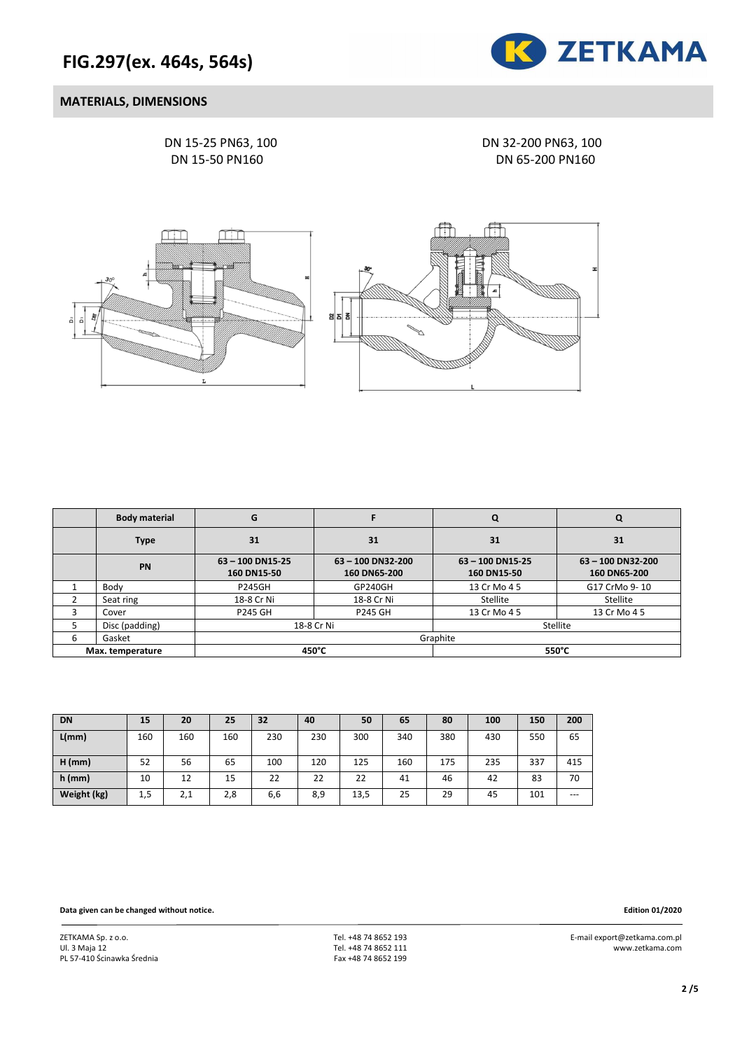# FIG.297(ex. 464s, 564s)

## MATERIALS, DIMENSIONS

DN 15-25 PN63, 100
DN 15-50 PN160

DN 32-200 PN63, 100
DN 65-200 PN160

| | Body material | G | F | Q | Q |
|---|---|---|---|---|---|
| | Type | 31 | 31 | 31 | 31 |
| | PN | 63 – 100 DN15-25 160 DN15-50 | 63 – 100 DN32-200 160 DN65-200 | 63 – 100 DN15-25 160 DN15-50 | 63 – 100 DN32-200 160 DN65-200 |
| 1 | Body | P245GH | GP240GH | 13 Cr Mo 4 5 | G17 CrMo 9- 10 |
| 2 | Seat ring | 18-8 Cr Ni | 18-8 Cr Ni | Stellite | Stellite |
| 3 | Cover | P245 GH | P245 GH | 13 Cr Mo 4 5 | 13 Cr Mo 4 5 |
| 5 | Disc (padding) | 18-8 Cr Ni | | Stellite | |
| 6 | Gasket | Graphite | | | |
| Max. temperature | | 450°C | | 550°C | |

| DN | 15 | 20 | 25 | 32 | 40 | 50 | 65 | 80 | 100 | 150 | 200 |
|---|---|---|---|---|---|---|---|---|---|---|---|
| L(mm) | 160 | 160 | 160 | 230 | 230 | 300 | 340 | 380 | 430 | 550 | 65 |
| H (mm) | 52 | 56 | 65 | 100 | 120 | 125 | 160 | 175 | 235 | 337 | 415 |
| h (mm) | 10 | 12 | 15 | 22 | 22 | 22 | 41 | 46 | 42 | 83 | 70 |
| Weight (kg) | 1,5 | 2,1 | 2,8 | 6,6 | 8,9 | 13,5 | 25 | 29 | 45 | 101 | --- |

**Data given can be changed without notice.**

**Edition 01/2020**

ZETKAMA Sp. z o.o.
Ul. 3 Maja 12
PL 57-410 Ścinawka Średnia

Tel. +48 74 8652 193
Tel. +48 74 8652 111
Fax +48 74 8652 199

E-mail export@zetkama.com.pl
www.zetkama.com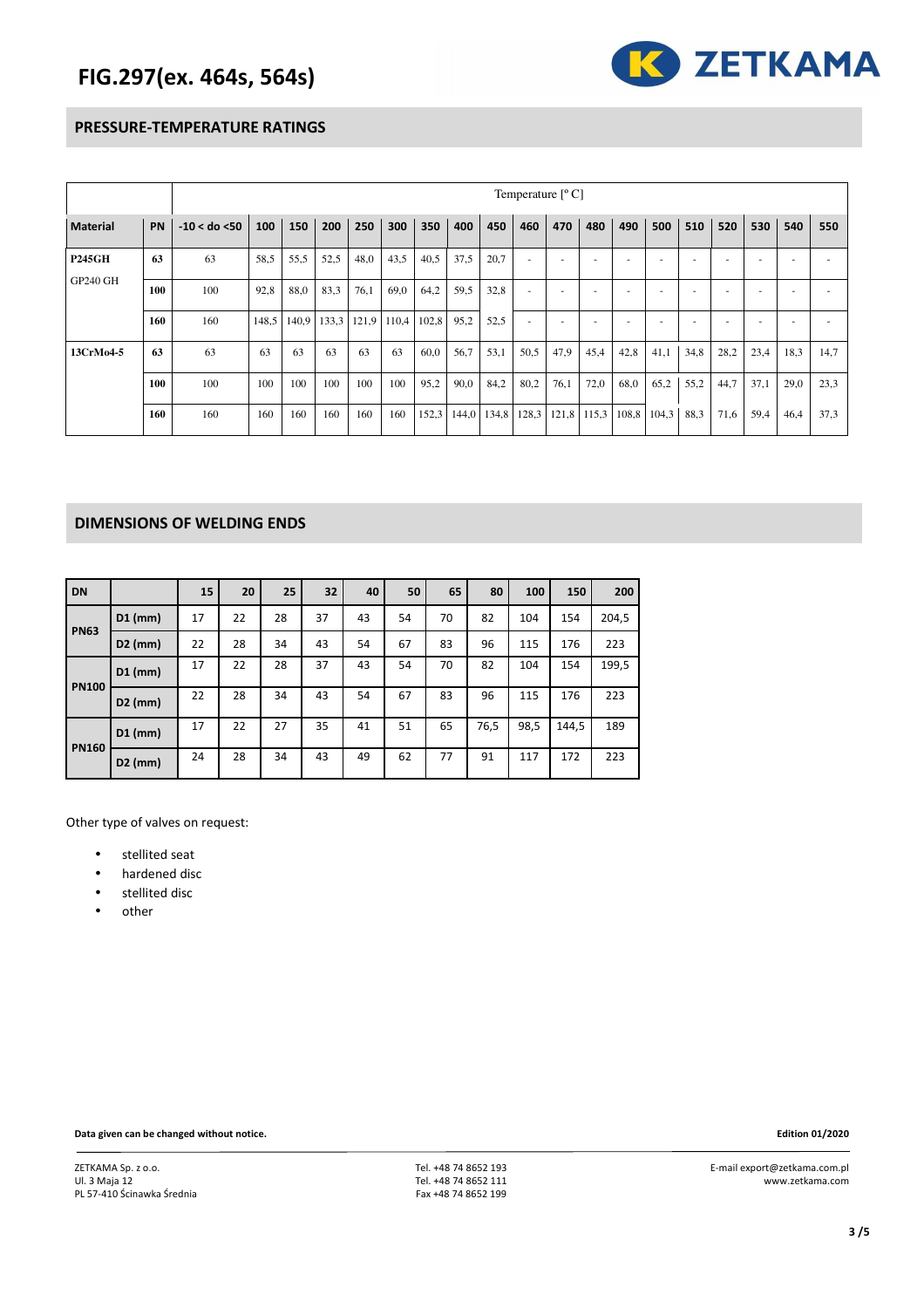# FIG.297(ex. 464s, 564s)

## PRESSURE-TEMPERATURE RATINGS

| | | Temperature [° C] | | | | | | | | | | | | | | | | | | | |
|---|---|---|---|---|---|---|---|---|---|---|---|---|---|---|---|---|---|---|---|---|---|
| **Material** | **PN** | **-10 < do <50** | **100** | **150** | **200** | **250** | **300** | **350** | **400** | **450** | **460** | **470** | **480** | **490** | **500** | **510** | **520** | **530** | **540** | **550** |
| **P245GH** GP240 GH | **63** | 63 | 58,5 | 55,5 | 52,5 | 48,0 | 43,5 | 40,5 | 37,5 | 20,7 | - | - | - | - | - | - | - | - | - | - |
| | **100** | 100 | 92,8 | 88,0 | 83,3 | 76,1 | 69,0 | 64,2 | 59,5 | 32,8 | - | - | - | - | - | - | - | - | - | - |
| | **160** | 160 | 148,5 | 140,9 | 133,3 | 121,9 | 110,4 | 102,8 | 95,2 | 52,5 | - | - | - | - | - | - | - | - | - | - |
| **13CrMo4-5** | **63** | 63 | 63 | 63 | 63 | 63 | 63 | 60,0 | 56,7 | 53,1 | 50,5 | 47,9 | 45,4 | 42,8 | 41,1 | 34,8 | 28,2 | 23,4 | 18,3 | 14,7 |
| | **100** | 100 | 100 | 100 | 100 | 100 | 100 | 95,2 | 90,0 | 84,2 | 80,2 | 76,1 | 72,0 | 68,0 | 65,2 | 55,2 | 44,7 | 37,1 | 29,0 | 23,3 |
| | **160** | 160 | 160 | 160 | 160 | 160 | 160 | 152,3 | 144,0 | 134,8 | 128,3 | 121,8 | 115,3 | 108,8 | 104,3 | 88,3 | 71,6 | 59,4 | 46,4 | 37,3 |

## DIMENSIONS OF WELDING ENDS

| **DN** | | **15** | **20** | **25** | **32** | **40** | **50** | **65** | **80** | **100** | **150** | **200** |
|---|---|---|---|---|---|---|---|---|---|---|---|---|
| **PN63** | **D1 (mm)** | 17 | 22 | 28 | 37 | 43 | 54 | 70 | 82 | 104 | 154 | 204,5 |
| | **D2 (mm)** | 22 | 28 | 34 | 43 | 54 | 67 | 83 | 96 | 115 | 176 | 223 |
| **PN100** | **D1 (mm)** | 17 | 22 | 28 | 37 | 43 | 54 | 70 | 82 | 104 | 154 | 199,5 |
| | **D2 (mm)** | 22 | 28 | 34 | 43 | 54 | 67 | 83 | 96 | 115 | 176 | 223 |
| **PN160** | **D1 (mm)** | 17 | 22 | 27 | 35 | 41 | 51 | 65 | 76,5 | 98,5 | 144,5 | 189 |
| | **D2 (mm)** | 24 | 28 | 34 | 43 | 49 | 62 | 77 | 91 | 117 | 172 | 223 |

Other type of valves on request:

- stellited seat
- hardened disc
- stellited disc
- other

**Data given can be changed without notice.** **Edition 01/2020**

ZETKAMA Sp. z o.o.
Ul. 3 Maja 12
PL 57-410 Ścinawka Średnia

Tel. +48 74 8652 193
Tel. +48 74 8652 111
Fax +48 74 8652 199

E-mail export@zetkama.com.pl
www.zetkama.com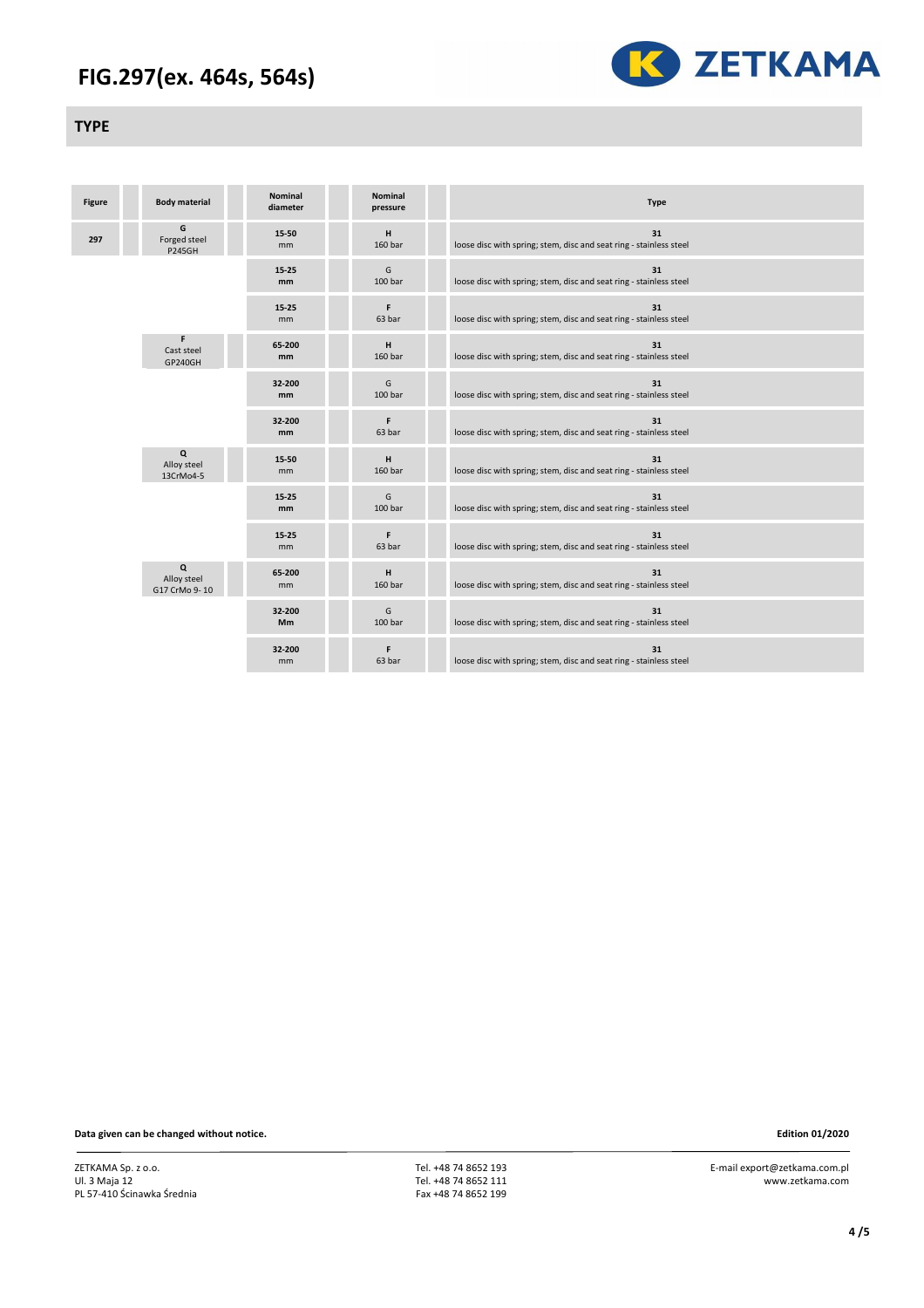# FIG.297(ex. 464s, 564s)

## TYPE

| Figure | Body material | Nominal diameter | Nominal pressure | Type |
|---|---|---|---|---|
| 297 | G<br>Forged steel<br>P245GH | 15-50<br>mm | H<br>160 bar | 31<br>loose disc with spring; stem, disc and seat ring - stainless steel |
| | | 15-25<br>mm | G<br>100 bar | 31<br>loose disc with spring; stem, disc and seat ring - stainless steel |
| | | 15-25<br>mm | F<br>63 bar | 31<br>loose disc with spring; stem, disc and seat ring - stainless steel |
| | F<br>Cast steel<br>GP240GH | 65-200<br>mm | H<br>160 bar | 31<br>loose disc with spring; stem, disc and seat ring - stainless steel |
| | | 32-200<br>mm | G<br>100 bar | 31<br>loose disc with spring; stem, disc and seat ring - stainless steel |
| | | 32-200<br>mm | F<br>63 bar | 31<br>loose disc with spring; stem, disc and seat ring - stainless steel |
| | Q<br>Alloy steel<br>13CrMo4-5 | 15-50<br>mm | H<br>160 bar | 31<br>loose disc with spring; stem, disc and seat ring - stainless steel |
| | | 15-25<br>mm | G<br>100 bar | 31<br>loose disc with spring; stem, disc and seat ring - stainless steel |
| | | 15-25<br>mm | F<br>63 bar | 31<br>loose disc with spring; stem, disc and seat ring - stainless steel |
| | Q<br>Alloy steel<br>G17 CrMo 9- 10 | 65-200<br>mm | H<br>160 bar | 31<br>loose disc with spring; stem, disc and seat ring - stainless steel |
| | | 32-200<br>Mm | G<br>100 bar | 31<br>loose disc with spring; stem, disc and seat ring - stainless steel |
| | | 32-200<br>mm | F<br>63 bar | 31<br>loose disc with spring; stem, disc and seat ring - stainless steel |

**Data given can be changed without notice.**

**Edition 01/2020**

ZETKAMA Sp. z o.o.
Ul. 3 Maja 12
PL 57-410 Ścinawka Średnia

Tel. +48 74 8652 193
Tel. +48 74 8652 111
Fax +48 74 8652 199

E-mail export@zetkama.com.pl
www.zetkama.com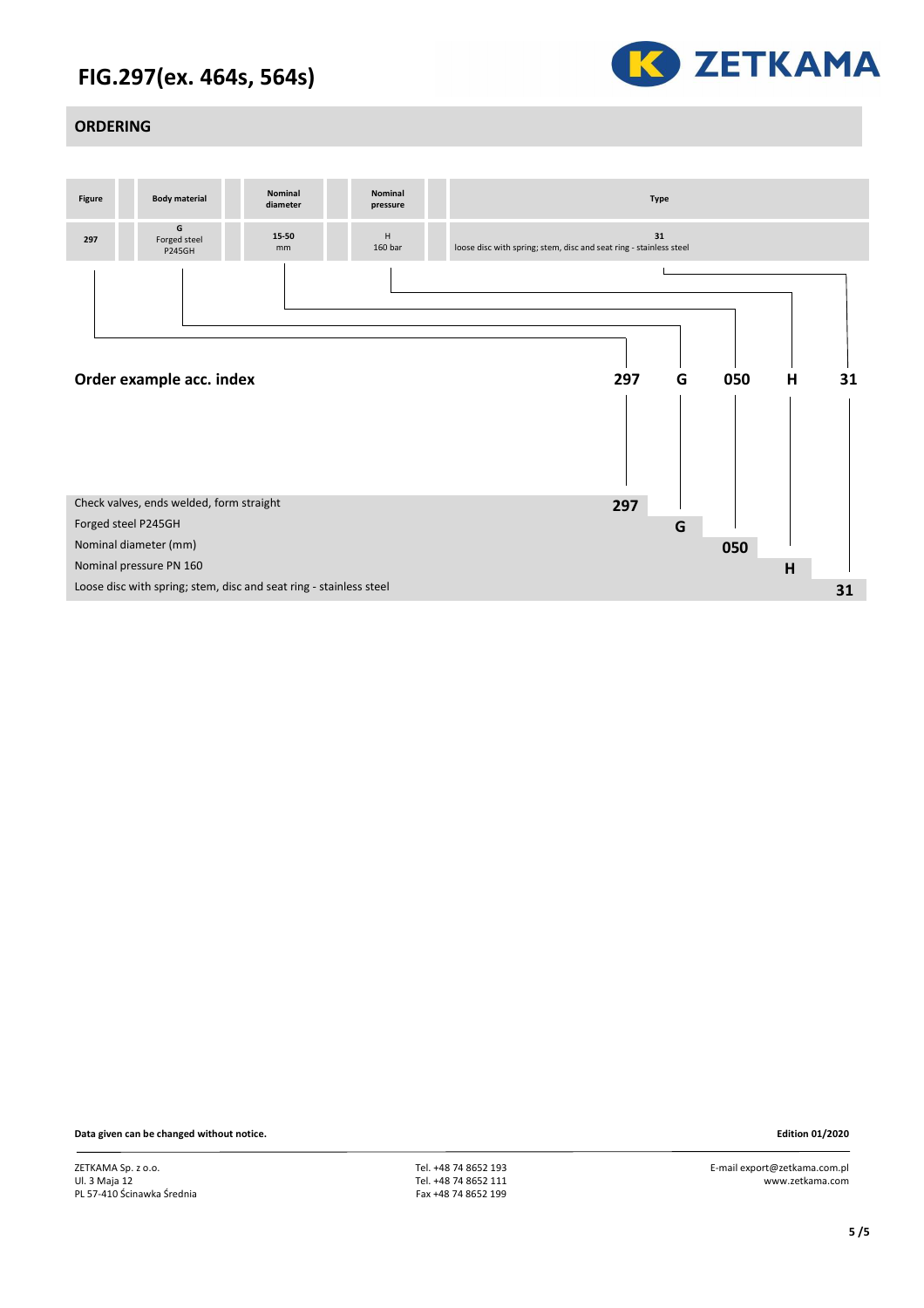# FIG.297(ex. 464s, 564s)

## ORDERING

| Figure | Body material | Nominal diameter | Nominal pressure | Type |
|---|---|---|---|---|
| 297 | G<br>Forged steel<br>P245GH | 15-50<br>mm | H<br>160 bar | 31<br>loose disc with spring; stem, disc and seat ring - stainless steel |

**Order example acc. index** — **297 G 050 H 31**

| | 297 | G | 050 | H | 31 |
|---|---|---|---|---|---|
| Check valves, ends welded, form straight | 297 | | | | |
| Forged steel P245GH | | G | | | |
| Nominal diameter (mm) | | | 050 | | |
| Nominal pressure PN 160 | | | | H | |
| Loose disc with spring; stem, disc and seat ring - stainless steel | | | | | 31 |

**Data given can be changed without notice.**

**Edition 01/2020**

ZETKAMA Sp. z o.o.
Ul. 3 Maja 12
PL 57-410 Ścinawka Średnia

Tel. +48 74 8652 193
Tel. +48 74 8652 111
Fax +48 74 8652 199

E-mail export@zetkama.com.pl
www.zetkama.com